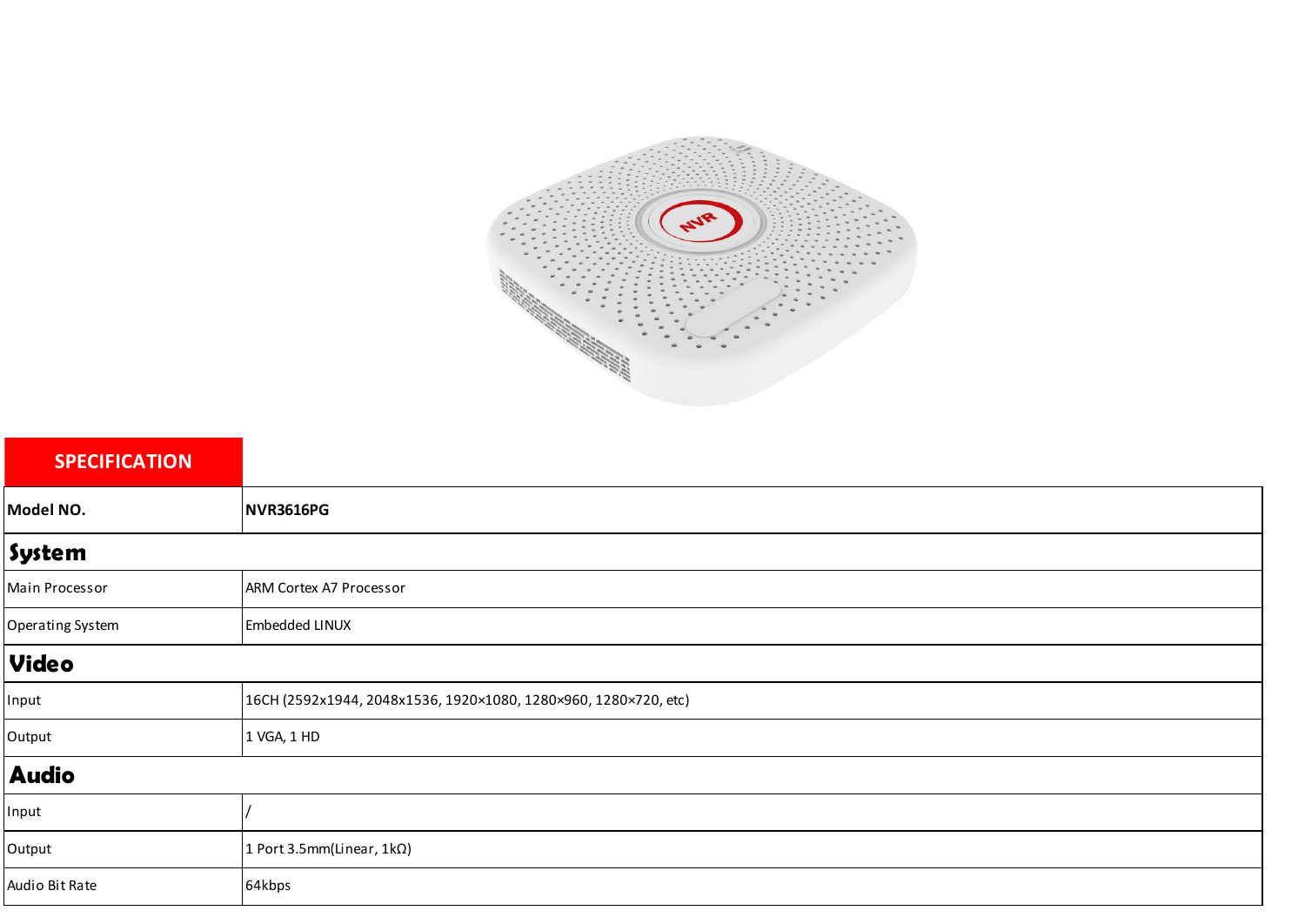## SPECIFICATION

| Model NO. | NVR3616PG |
|---|---|
| **System** | |
| Main Processor | ARM Cortex A7 Processor |
| Operating System | Embedded LINUX |
| **Video** | |
| Input | 16CH (2592x1944, 2048x1536, 1920×1080, 1280×960, 1280×720, etc) |
| Output | 1 VGA, 1 HD |
| **Audio** | |
| Input | / |
| Output | 1 Port 3.5mm(Linear, 1kΩ) |
| Audio Bit Rate | 64kbps |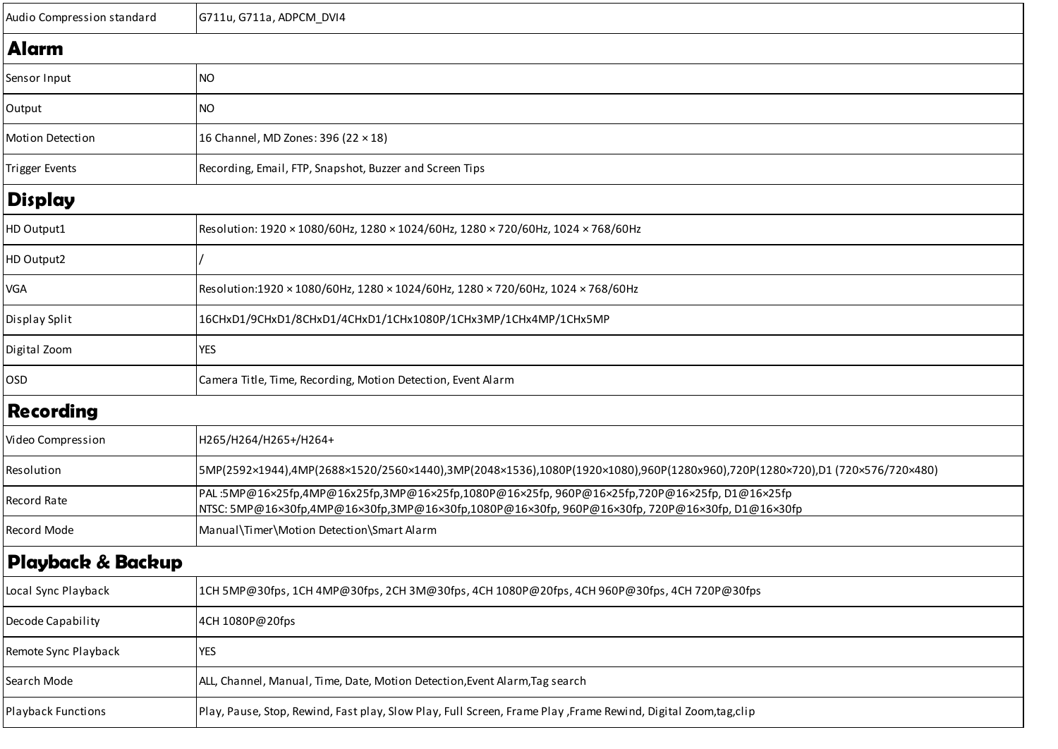| Audio Compression standard | G711u, G711a, ADPCM_DVI4 |
|---|---|
| **Alarm** | |
| Sensor Input | NO |
| Output | NO |
| Motion Detection | 16 Channel, MD Zones: 396 (22 × 18) |
| Trigger Events | Recording, Email, FTP, Snapshot, Buzzer and Screen Tips |
| **Display** | |
| HD Output1 | Resolution: 1920 × 1080/60Hz, 1280 × 1024/60Hz, 1280 × 720/60Hz, 1024 × 768/60Hz |
| HD Output2 | / |
| VGA | Resolution:1920 × 1080/60Hz, 1280 × 1024/60Hz, 1280 × 720/60Hz, 1024 × 768/60Hz |
| Display Split | 16CHxD1/9CHxD1/8CHxD1/4CHxD1/1CHx1080P/1CHx3MP/1CHx4MP/1CHx5MP |
| Digital Zoom | YES |
| OSD | Camera Title, Time, Recording, Motion Detection, Event Alarm |
| **Recording** | |
| Video Compression | H265/H264/H265+/H264+ |
| Resolution | 5MP(2592×1944),4MP(2688×1520/2560×1440),3MP(2048×1536),1080P(1920×1080),960P(1280x960),720P(1280×720),D1 (720×576/720×480) |
| Record Rate | PAL :5MP@16×25fp,4MP@16x25fp,3MP@16×25fp,1080P@16×25fp, 960P@16×25fp,720P@16×25fp, D1@16×25fp<br>NTSC: 5MP@16×30fp,4MP@16×30fp,3MP@16×30fp,1080P@16×30fp, 960P@16×30fp, 720P@16×30fp, D1@16×30fp |
| Record Mode | Manual\Timer\Motion Detection\Smart Alarm |
| **Playback & Backup** | |
| Local Sync Playback | 1CH 5MP@30fps, 1CH 4MP@30fps, 2CH 3M@30fps, 4CH 1080P@20fps, 4CH 960P@30fps, 4CH 720P@30fps |
| Decode Capability | 4CH 1080P@20fps |
| Remote Sync Playback | YES |
| Search Mode | ALL, Channel, Manual, Time, Date, Motion Detection,Event Alarm,Tag search |
| Playback Functions | Play, Pause, Stop, Rewind, Fast play, Slow Play, Full Screen, Frame Play ,Frame Rewind, Digital Zoom,tag,clip |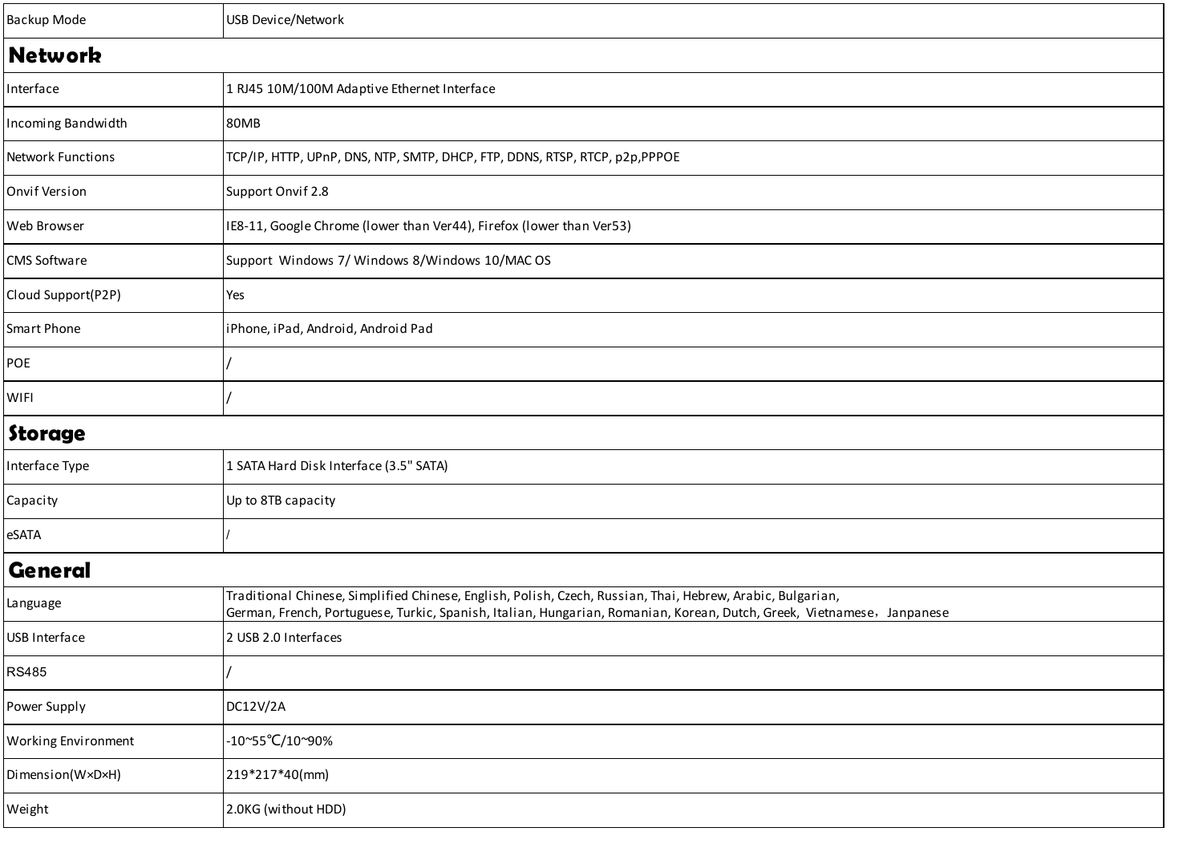| | |
|---|---|
| Backup Mode | USB Device/Network |

## Network

| | |
|---|---|
| Interface | 1 RJ45 10M/100M Adaptive Ethernet Interface |
| Incoming Bandwidth | 80MB |
| Network Functions | TCP/IP, HTTP, UPnP, DNS, NTP, SMTP, DHCP, FTP, DDNS, RTSP, RTCP, p2p,PPPOE |
| Onvif Version | Support Onvif 2.8 |
| Web Browser | IE8-11, Google Chrome (lower than Ver44), Firefox (lower than Ver53) |
| CMS Software | Support Windows 7/ Windows 8/Windows 10/MAC OS |
| Cloud Support(P2P) | Yes |
| Smart Phone | iPhone, iPad, Android, Android Pad |
| POE | / |
| WIFI | / |

## Storage

| | |
|---|---|
| Interface Type | 1 SATA Hard Disk Interface (3.5" SATA) |
| Capacity | Up to 8TB capacity |
| eSATA | / |

## General

| | |
|---|---|
| Language | Traditional Chinese, Simplified Chinese, English, Polish, Czech, Russian, Thai, Hebrew, Arabic, Bulgarian, German, French, Portuguese, Turkic, Spanish, Italian, Hungarian, Romanian, Korean, Dutch, Greek, Vietnamese，Janpanese |
| USB Interface | 2 USB 2.0 Interfaces |
| RS485 | / |
| Power Supply | DC12V/2A |
| Working Environment | -10~55℃/10~90% |
| Dimension(W×D×H) | 219*217*40(mm) |
| Weight | 2.0KG (without HDD) |